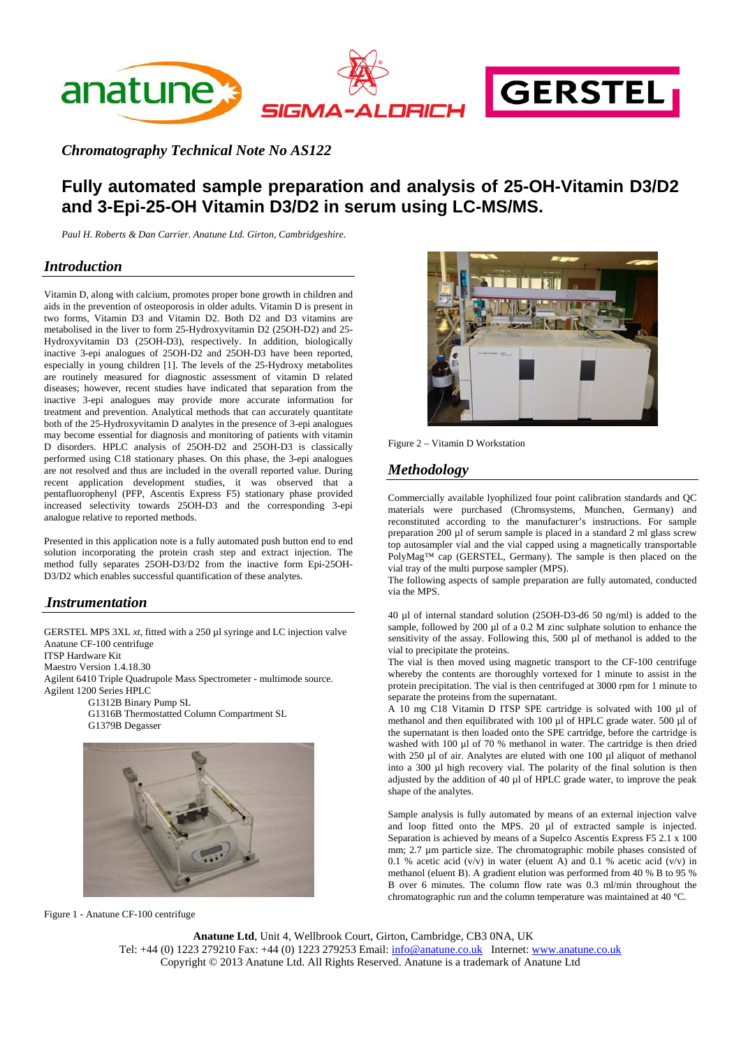*Chromatography Technical Note No AS122*

# Fully automated sample preparation and analysis of 25-OH-Vitamin D3/D2 and 3-Epi-25-OH Vitamin D3/D2 in serum using LC-MS/MS.

*Paul H. Roberts & Dan Carrier. Anatune Ltd. Girton, Cambridgeshire.*

## Introduction

Vitamin D, along with calcium, promotes proper bone growth in children and aids in the prevention of osteoporosis in older adults. Vitamin D is present in two forms, Vitamin D3 and Vitamin D2. Both D2 and D3 vitamins are metabolised in the liver to form 25-Hydroxyvitamin D2 (25OH-D2) and 25-Hydroxyvitamin D3 (25OH-D3), respectively. In addition, biologically inactive 3-epi analogues of 25OH-D2 and 25OH-D3 have been reported, especially in young children [1]. The levels of the 25-Hydroxy metabolites are routinely measured for diagnostic assessment of vitamin D related diseases; however, recent studies have indicated that separation from the inactive 3-epi analogues may provide more accurate information for treatment and prevention. Analytical methods that can accurately quantitate both of the 25-Hydroxyvitamin D analytes in the presence of 3-epi analogues may become essential for diagnosis and monitoring of patients with vitamin D disorders. HPLC analysis of 25OH-D2 and 25OH-D3 is classically performed using C18 stationary phases. On this phase, the 3-epi analogues are not resolved and thus are included in the overall reported value. During recent application development studies, it was observed that a pentafluorophenyl (PFP, Ascentis Express F5) stationary phase provided increased selectivity towards 25OH-D3 and the corresponding 3-epi analogue relative to reported methods.

Presented in this application note is a fully automated push button end to end solution incorporating the protein crash step and extract injection. The method fully separates 25OH-D3/D2 from the inactive form Epi-25OH-D3/D2 which enables successful quantification of these analytes.

## Instrumentation

GERSTEL MPS 3XL *xt*, fitted with a 250 µl syringe and LC injection valve
Anatune CF-100 centrifuge
ITSP Hardware Kit
Maestro Version 1.4.18.30
Agilent 6410 Triple Quadrupole Mass Spectrometer - multimode source.
Agilent 1200 Series HPLC
- G1312B Binary Pump SL
- G1316B Thermostatted Column Compartment SL
- G1379B Degasser

Figure 1 - Anatune CF-100 centrifuge

Figure 2 – Vitamin D Workstation

## Methodology

Commercially available lyophilized four point calibration standards and QC materials were purchased (Chromsystems, Munchen, Germany) and reconstituted according to the manufacturer's instructions. For sample preparation 200 µl of serum sample is placed in a standard 2 ml glass screw top autosampler vial and the vial capped using a magnetically transportable PolyMag™ cap (GERSTEL, Germany). The sample is then placed on the vial tray of the multi purpose sampler (MPS).
The following aspects of sample preparation are fully automated, conducted via the MPS.

40 µl of internal standard solution (25OH-D3-d6 50 ng/ml) is added to the sample, followed by 200 µl of a 0.2 M zinc sulphate solution to enhance the sensitivity of the assay. Following this, 500 µl of methanol is added to the vial to precipitate the proteins.
The vial is then moved using magnetic transport to the CF-100 centrifuge whereby the contents are thoroughly vortexed for 1 minute to assist in the protein precipitation. The vial is then centrifuged at 3000 rpm for 1 minute to separate the proteins from the supernatant.
A 10 mg C18 Vitamin D ITSP SPE cartridge is solvated with 100 µl of methanol and then equilibrated with 100 µl of HPLC grade water. 500 µl of the supernatant is then loaded onto the SPE cartridge, before the cartridge is washed with 100 µl of 70 % methanol in water. The cartridge is then dried with 250 µl of air. Analytes are eluted with one 100 µl aliquot of methanol into a 300 µl high recovery vial. The polarity of the final solution is then adjusted by the addition of 40 µl of HPLC grade water, to improve the peak shape of the analytes.

Sample analysis is fully automated by means of an external injection valve and loop fitted onto the MPS. 20 µl of extracted sample is injected. Separation is achieved by means of a Supelco Ascentis Express F5 2.1 x 100 mm; 2.7 µm particle size. The chromatographic mobile phases consisted of 0.1 % acetic acid (v/v) in water (eluent A) and 0.1 % acetic acid (v/v) in methanol (eluent B). A gradient elution was performed from 40 % B to 95 % B over 6 minutes. The column flow rate was 0.3 ml/min throughout the chromatographic run and the column temperature was maintained at 40 °C.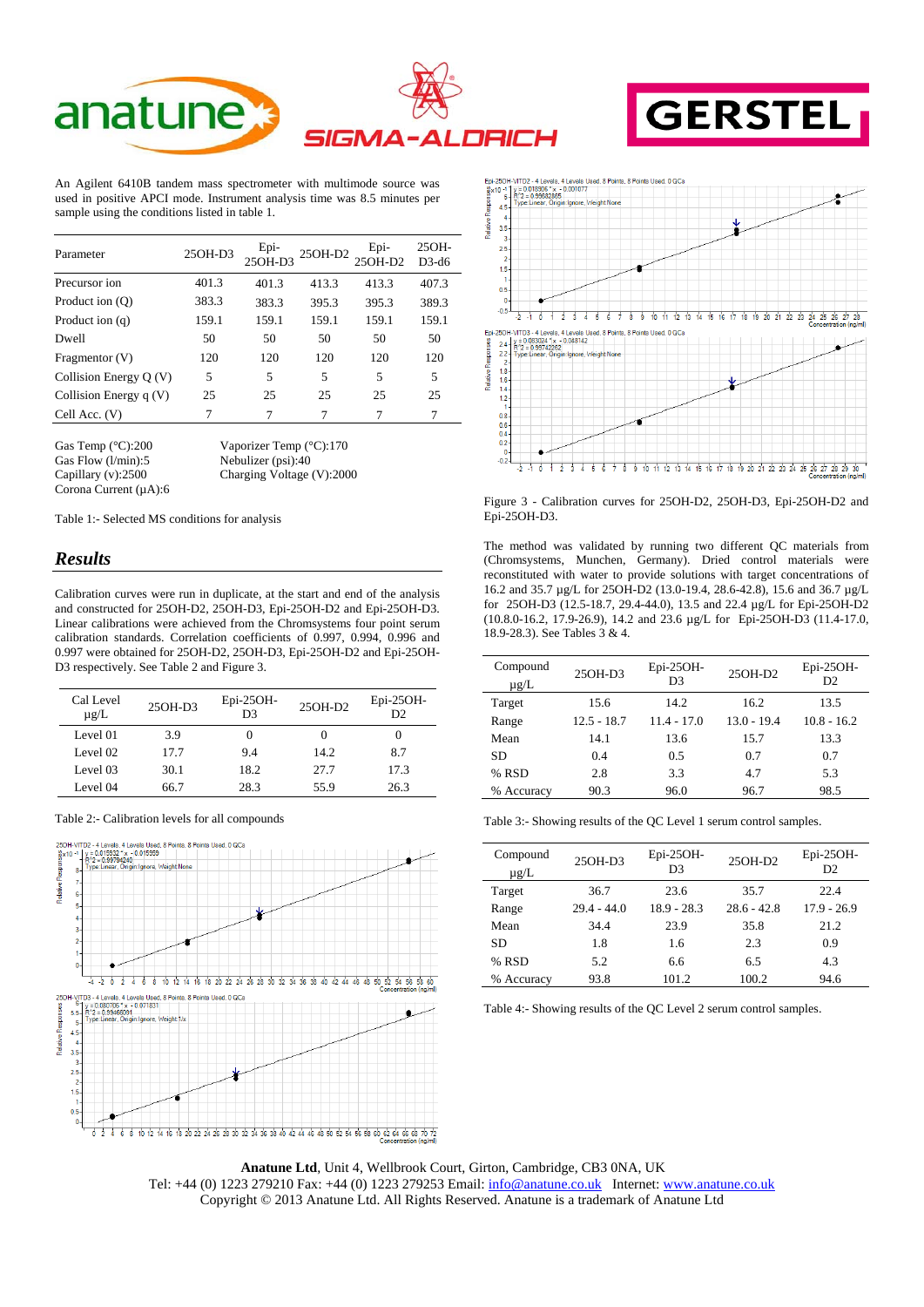An Agilent 6410B tandem mass spectrometer with multimode source was used in positive APCI mode. Instrument analysis time was 8.5 minutes per sample using the conditions listed in table 1.

| Parameter | 25OH-D3 | Epi-25OH-D3 | 25OH-D2 | Epi-25OH-D2 | 25OH-D3-d6 |
|---|---|---|---|---|---|
| Precursor ion | 401.3 | 401.3 | 413.3 | 413.3 | 407.3 |
| Product ion (Q) | 383.3 | 383.3 | 395.3 | 395.3 | 389.3 |
| Product ion (q) | 159.1 | 159.1 | 159.1 | 159.1 | 159.1 |
| Dwell | 50 | 50 | 50 | 50 | 50 |
| Fragmentor (V) | 120 | 120 | 120 | 120 | 120 |
| Collision Energy Q (V) | 5 | 5 | 5 | 5 | 5 |
| Collision Energy q (V) | 25 | 25 | 25 | 25 | 25 |
| Cell Acc. (V) | 7 | 7 | 7 | 7 | 7 |

Gas Temp (°C):200
Gas Flow (l/min):5
Capillary (v):2500
Corona Current (µA):6
Vaporizer Temp (°C):170
Nebulizer (psi):40
Charging Voltage (V):2000

Table 1:- Selected MS conditions for analysis

## *Results*

Calibration curves were run in duplicate, at the start and end of the analysis and constructed for 25OH-D2, 25OH-D3, Epi-25OH-D2 and Epi-25OH-D3. Linear calibrations were achieved from the Chromsystems four point serum calibration standards. Correlation coefficients of 0.997, 0.994, 0.996 and 0.997 were obtained for 25OH-D2, 25OH-D3, Epi-25OH-D2 and Epi-25OH-D3 respectively. See Table 2 and Figure 3.

| Cal Level µg/L | 25OH-D3 | Epi-25OH-D3 | 25OH-D2 | Epi-25OH-D2 |
|---|---|---|---|---|
| Level 01 | 3.9 | 0 | 0 | 0 |
| Level 02 | 17.7 | 9.4 | 14.2 | 8.7 |
| Level 03 | 30.1 | 18.2 | 27.7 | 17.3 |
| Level 04 | 66.7 | 28.3 | 55.9 | 26.3 |

Table 2:- Calibration levels for all compounds

25OH-VITD2 - 4 Levels, 4 Levels Used, 8 Points, 8 Points Used, 0 QCs
y = 0.015532 * x - 0.015559
R^2 = 0.99784240
Type:Linear, Origin:Ignore, Weight:None
Relative Responses
Concentration (ng/ml)

25OH-VITD3 - 4 Levels, 4 Levels Used, 8 Points, 8 Points Used, 0 QCs
y = 0.080706 * x - 0.071831
R^2 = 0.99466091
Type:Linear, Origin:Ignore, Weight:1/x
Relative Responses
Concentration (ng/ml)

Epi-25OH-VITD2 - 4 Levels, 4 Levels Used, 8 Points, 8 Points Used, 0 QCs
y = 0.018906 * x - 0.001077
R^2 = 0.99682865
Type:Linear, Origin:Ignore, Weight:None
Relative Responses
Concentration (ng/ml)

Epi-25OH-VITD3 - 4 Levels, 4 Levels Used, 8 Points, 8 Points Used, 0 QCs
y = 0.083024 * x - 0.048142
R^2 = 0.99742262
Type:Linear, Origin:Ignore, Weight:None
Relative Responses
Concentration (ng/ml)

Figure 3 - Calibration curves for 25OH-D2, 25OH-D3, Epi-25OH-D2 and Epi-25OH-D3.

The method was validated by running two different QC materials from (Chromsystems, Munchen, Germany). Dried control materials were reconstituted with water to provide solutions with target concentrations of 16.2 and 35.7 µg/L for 25OH-D2 (13.0-19.4, 28.6-42.8), 15.6 and 36.7 µg/L for 25OH-D3 (12.5-18.7, 29.4-44.0), 13.5 and 22.4 µg/L for Epi-25OH-D2 (10.8-16.2, 17.9-26.9), 14.2 and 23.6 µg/L for Epi-25OH-D3 (11.4-17.0, 18.9-28.3). See Tables 3 & 4.

| Compound µg/L | 25OH-D3 | Epi-25OH-D3 | 25OH-D2 | Epi-25OH-D2 |
|---|---|---|---|---|
| Target | 15.6 | 14.2 | 16.2 | 13.5 |
| Range | 12.5 - 18.7 | 11.4 - 17.0 | 13.0 - 19.4 | 10.8 - 16.2 |
| Mean | 14.1 | 13.6 | 15.7 | 13.3 |
| SD | 0.4 | 0.5 | 0.7 | 0.7 |
| % RSD | 2.8 | 3.3 | 4.7 | 5.3 |
| % Accuracy | 90.3 | 96.0 | 96.7 | 98.5 |

Table 3:- Showing results of the QC Level 1 serum control samples.

| Compound µg/L | 25OH-D3 | Epi-25OH-D3 | 25OH-D2 | Epi-25OH-D2 |
|---|---|---|---|---|
| Target | 36.7 | 23.6 | 35.7 | 22.4 |
| Range | 29.4 - 44.0 | 18.9 - 28.3 | 28.6 - 42.8 | 17.9 - 26.9 |
| Mean | 34.4 | 23.9 | 35.8 | 21.2 |
| SD | 1.8 | 1.6 | 2.3 | 0.9 |
| % RSD | 5.2 | 6.6 | 6.5 | 4.3 |
| % Accuracy | 93.8 | 101.2 | 100.2 | 94.6 |

Table 4:- Showing results of the QC Level 2 serum control samples.

**Anatune Ltd**, Unit 4, Wellbrook Court, Girton, Cambridge, CB3 0NA, UK
Tel: +44 (0) 1223 279210 Fax: +44 (0) 1223 279253 Email: info@anatune.co.uk Internet: www.anatune.co.uk
Copyright © 2013 Anatune Ltd. All Rights Reserved. Anatune is a trademark of Anatune Ltd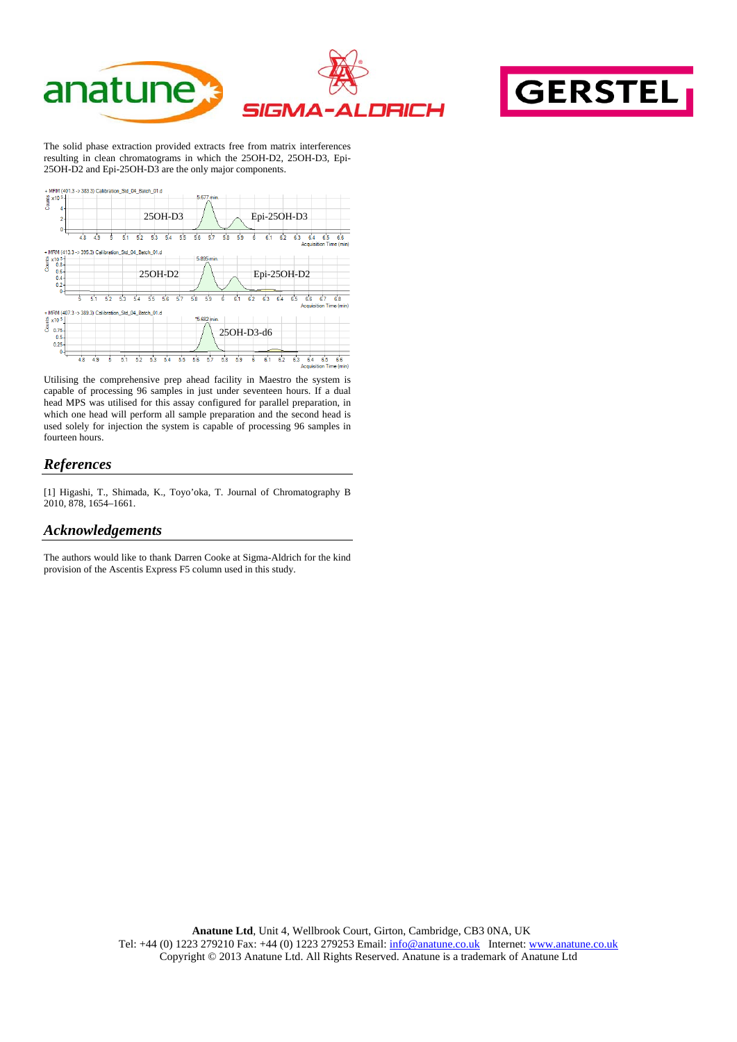The solid phase extraction provided extracts free from matrix interferences resulting in clean chromatograms in which the 25OH-D2, 25OH-D3, Epi-25OH-D2 and Epi-25OH-D3 are the only major components.

+ MRM (401.3 -> 383.3) Calibration_Std_04_Batch_01.d

x10 5

Counts

5.677 min.

25OH-D3

Epi-25OH-D3

4.8 4.9 5 5.1 5.2 5.3 5.4 5.5 5.6 5.7 5.8 5.9 6 6.1 6.2 6.3 6.4 6.5 6.6

Acquisition Time (min)

+ MRM (413.3 -> 395.3) Calibration_Std_04_Batch_01.d

x10 5

Counts

5.895 min.

25OH-D2

Epi-25OH-D2

5 5.1 5.2 5.3 5.4 5.5 5.6 5.7 5.8 5.9 6 6.1 6.2 6.3 6.4 6.5 6.6 6.7 6.8

Acquisition Time (min)

+ MRM (407.3 -> 389.3) Calibration_Std_04_Batch_01.d

x10 5

Counts

*5.662 min.

25OH-D3-d6

4.8 4.9 5 5.1 5.2 5.3 5.4 5.5 5.6 5.7 5.8 5.9 6 6.1 6.2 6.3 6.4 6.5 6.6

Acquisition Time (min)

Utilising the comprehensive prep ahead facility in Maestro the system is capable of processing 96 samples in just under seventeen hours. If a dual head MPS was utilised for this assay configured for parallel preparation, in which one head will perform all sample preparation and the second head is used solely for injection the system is capable of processing 96 samples in fourteen hours.

## *References*

[1] Higashi, T., Shimada, K., Toyo'oka, T. Journal of Chromatography B 2010, 878, 1654–1661.

## *Acknowledgements*

The authors would like to thank Darren Cooke at Sigma-Aldrich for the kind provision of the Ascentis Express F5 column used in this study.

**Anatune Ltd**, Unit 4, Wellbrook Court, Girton, Cambridge, CB3 0NA, UK
Tel: +44 (0) 1223 279210 Fax: +44 (0) 1223 279253 Email: info@anatune.co.uk Internet: www.anatune.co.uk
Copyright © 2013 Anatune Ltd. All Rights Reserved. Anatune is a trademark of Anatune Ltd